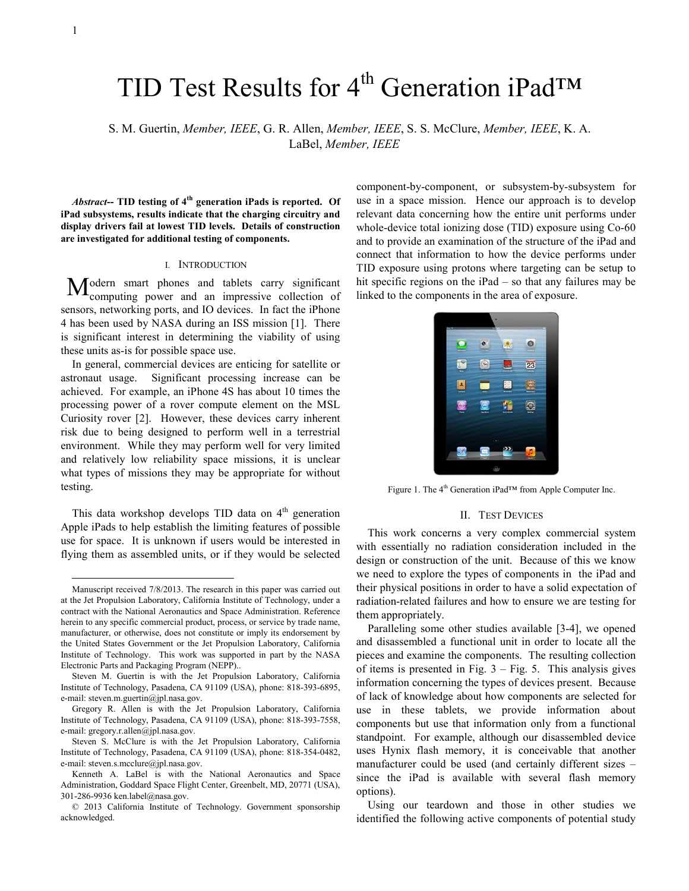# TID Test Results for 4th Generation iPad™

S. M. Guertin, *Member, IEEE*, G. R. Allen, *Member, IEEE*, S. S. McClure, *Member, IEEE*, K. A. LaBel, *Member, IEEE*

***Abstract*-- TID testing of 4th generation iPads is reported. Of iPad subsystems, results indicate that the charging circuitry and display drivers fail at lowest TID levels. Details of construction are investigated for additional testing of components.**

## I. Introduction

Modern smart phones and tablets carry significant computing power and an impressive collection of sensors, networking ports, and IO devices. In fact the iPhone 4 has been used by NASA during an ISS mission [1]. There is significant interest in determining the viability of using these units as-is for possible space use.

In general, commercial devices are enticing for satellite or astronaut usage. Significant processing increase can be achieved. For example, an iPhone 4S has about 10 times the processing power of a rover compute element on the MSL Curiosity rover [2]. However, these devices carry inherent risk due to being designed to perform well in a terrestrial environment. While they may perform well for very limited and relatively low reliability space missions, it is unclear what types of missions they may be appropriate for without testing.

This data workshop develops TID data on 4th generation Apple iPads to help establish the limiting features of possible use for space. It is unknown if users would be interested in flying them as assembled units, or if they would be selected component-by-component, or subsystem-by-subsystem for use in a space mission. Hence our approach is to develop relevant data concerning how the entire unit performs under whole-device total ionizing dose (TID) exposure using Co-60 and to provide an examination of the structure of the iPad and connect that information to how the device performs under TID exposure using protons where targeting can be setup to hit specific regions on the iPad – so that any failures may be linked to the components in the area of exposure.

Figure 1. The 4th Generation iPad™ from Apple Computer Inc.

## II. Test Devices

This work concerns a very complex commercial system with essentially no radiation consideration included in the design or construction of the unit. Because of this we know we need to explore the types of components in the iPad and their physical positions in order to have a solid expectation of radiation-related failures and how to ensure we are testing for them appropriately.

Paralleling some other studies available [3-4], we opened and disassembled a functional unit in order to locate all the pieces and examine the components. The resulting collection of items is presented in Fig. 3 – Fig. 5. This analysis gives information concerning the types of devices present. Because of lack of knowledge about how components are selected for use in these tablets, we provide information about components but use that information only from a functional standpoint. For example, although our disassembled device uses Hynix flash memory, it is conceivable that another manufacturer could be used (and certainly different sizes – since the iPad is available with several flash memory options).

Using our teardown and those in other studies we identified the following active components of potential study

---

Manuscript received 7/8/2013. The research in this paper was carried out at the Jet Propulsion Laboratory, California Institute of Technology, under a contract with the National Aeronautics and Space Administration. Reference herein to any specific commercial product, process, or service by trade name, manufacturer, or otherwise, does not constitute or imply its endorsement by the United States Government or the Jet Propulsion Laboratory, California Institute of Technology. This work was supported in part by the NASA Electronic Parts and Packaging Program (NEPP)..

Steven M. Guertin is with the Jet Propulsion Laboratory, California Institute of Technology, Pasadena, CA 91109 (USA), phone: 818-393-6895, e-mail: steven.m.guertin@jpl.nasa.gov.

Gregory R. Allen is with the Jet Propulsion Laboratory, California Institute of Technology, Pasadena, CA 91109 (USA), phone: 818-393-7558, e-mail: gregory.r.allen@jpl.nasa.gov.

Steven S. McClure is with the Jet Propulsion Laboratory, California Institute of Technology, Pasadena, CA 91109 (USA), phone: 818-354-0482, e-mail: steven.s.mcclure@jpl.nasa.gov.

Kenneth A. LaBel is with the National Aeronautics and Space Administration, Goddard Space Flight Center, Greenbelt, MD, 20771 (USA), 301-286-9936 ken.label@nasa.gov.

© 2013 California Institute of Technology. Government sponsorship acknowledged.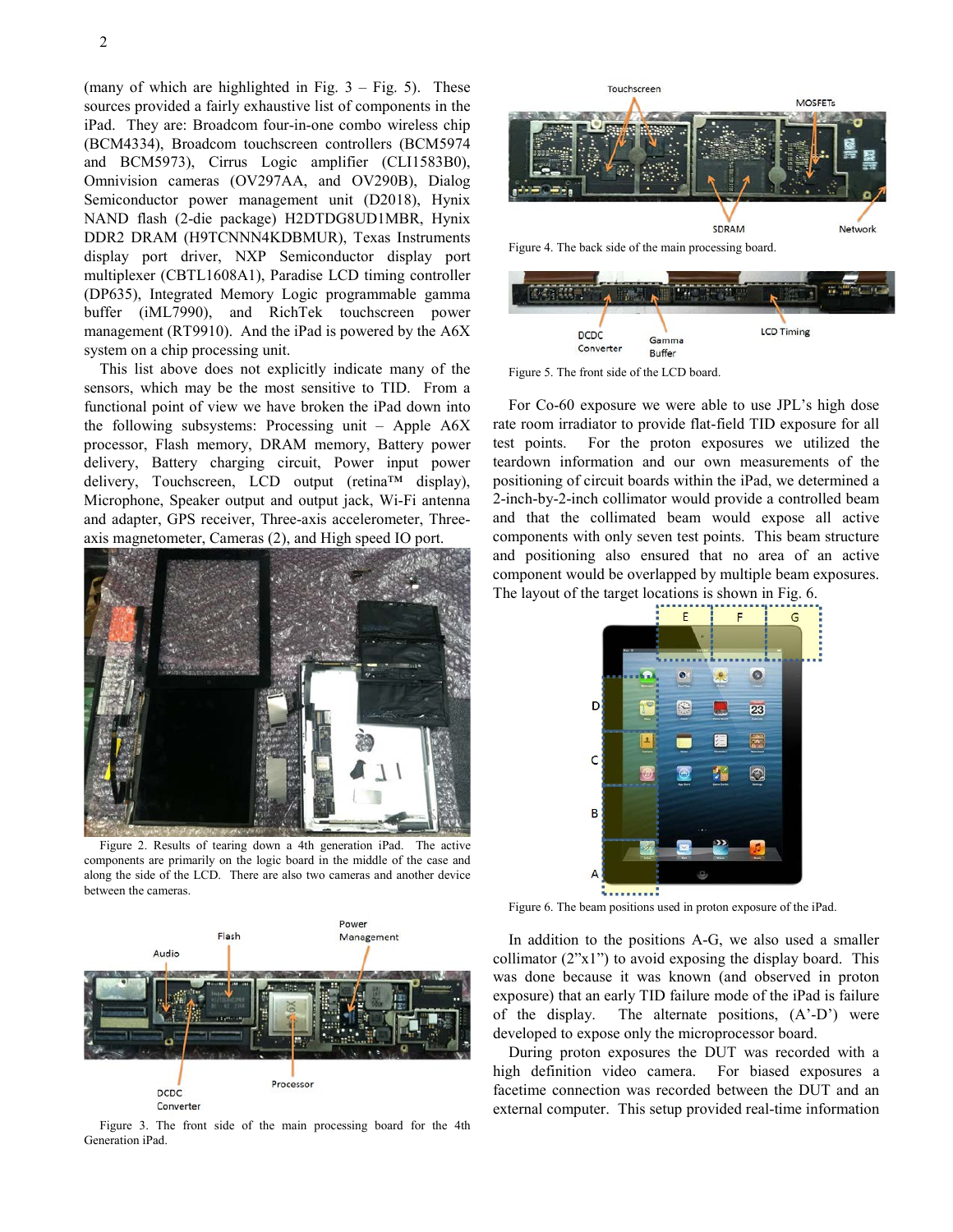(many of which are highlighted in Fig. 3 – Fig. 5). These sources provided a fairly exhaustive list of components in the iPad. They are: Broadcom four-in-one combo wireless chip (BCM4334), Broadcom touchscreen controllers (BCM5974 and BCM5973), Cirrus Logic amplifier (CLI1583B0), Omnivision cameras (OV297AA, and OV290B), Dialog Semiconductor power management unit (D2018), Hynix NAND flash (2-die package) H2DTDG8UD1MBR, Hynix DDR2 DRAM (H9TCNNN4KDBMUR), Texas Instruments display port driver, NXP Semiconductor display port multiplexer (CBTL1608A1), Paradise LCD timing controller (DP635), Integrated Memory Logic programmable gamma buffer (iML7990), and RichTek touchscreen power management (RT9910). And the iPad is powered by the A6X system on a chip processing unit.

This list above does not explicitly indicate many of the sensors, which may be the most sensitive to TID. From a functional point of view we have broken the iPad down into the following subsystems: Processing unit – Apple A6X processor, Flash memory, DRAM memory, Battery power delivery, Battery charging circuit, Power input power delivery, Touchscreen, LCD output (retina™ display), Microphone, Speaker output and output jack, Wi-Fi antenna and adapter, GPS receiver, Three-axis accelerometer, Three-axis magnetometer, Cameras (2), and High speed IO port.

Figure 2. Results of tearing down a 4th generation iPad. The active components are primarily on the logic board in the middle of the case and along the side of the LCD. There are also two cameras and another device between the cameras.

Figure 3. The front side of the main processing board for the 4th Generation iPad.

Figure 4. The back side of the main processing board.

Figure 5. The front side of the LCD board.

For Co-60 exposure we were able to use JPL's high dose rate room irradiator to provide flat-field TID exposure for all test points. For the proton exposures we utilized the teardown information and our own measurements of the positioning of circuit boards within the iPad, we determined a 2-inch-by-2-inch collimator would provide a controlled beam and that the collimated beam would expose all active components with only seven test points. This beam structure and positioning also ensured that no area of an active component would be overlapped by multiple beam exposures. The layout of the target locations is shown in Fig. 6.

Figure 6. The beam positions used in proton exposure of the iPad.

In addition to the positions A-G, we also used a smaller collimator (2"x1") to avoid exposing the display board. This was done because it was known (and observed in proton exposure) that an early TID failure mode of the iPad is failure of the display. The alternate positions, (A'-D') were developed to expose only the microprocessor board.

During proton exposures the DUT was recorded with a high definition video camera. For biased exposures a facetime connection was recorded between the DUT and an external computer. This setup provided real-time information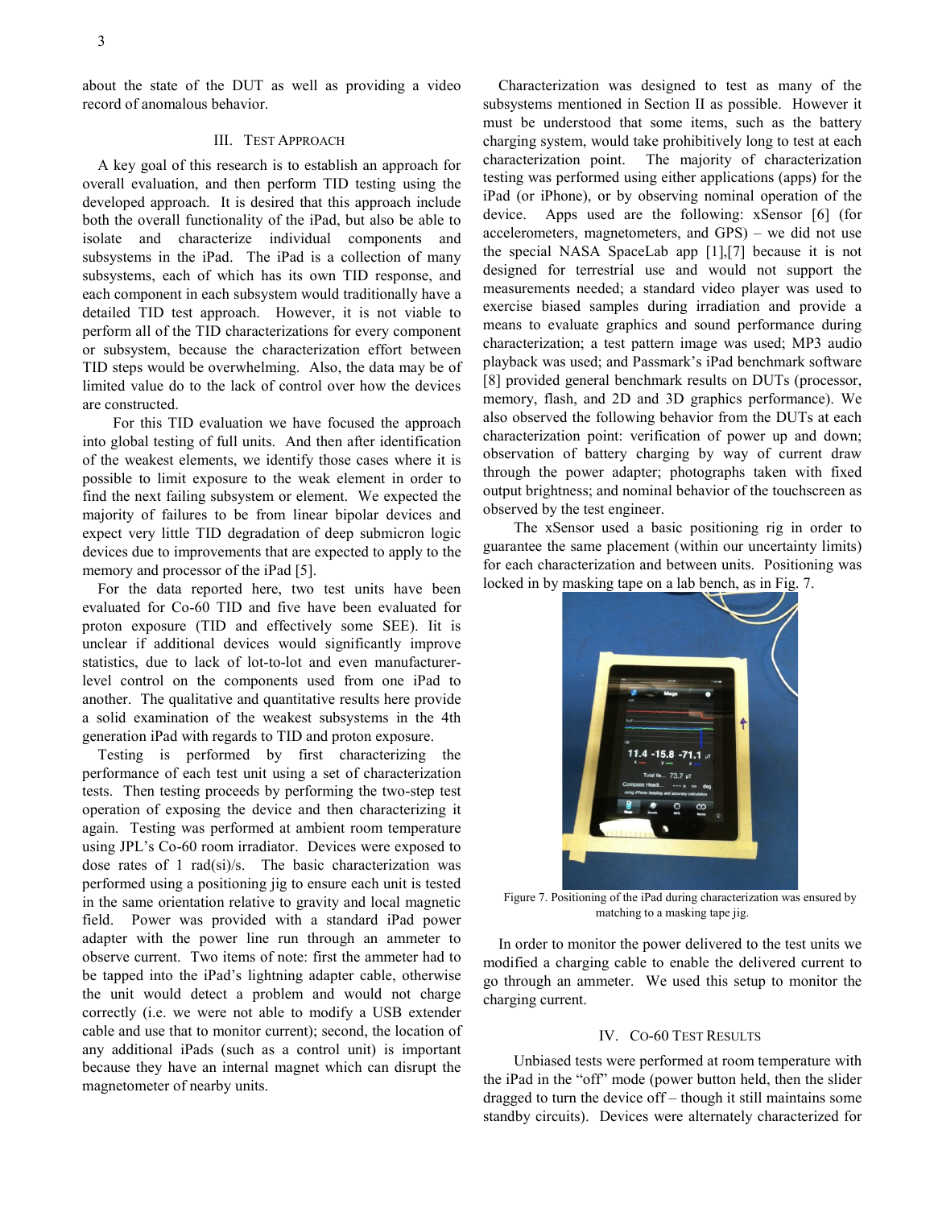about the state of the DUT as well as providing a video record of anomalous behavior.

## III. Test Approach

A key goal of this research is to establish an approach for overall evaluation, and then perform TID testing using the developed approach. It is desired that this approach include both the overall functionality of the iPad, but also be able to isolate and characterize individual components and subsystems in the iPad. The iPad is a collection of many subsystems, each of which has its own TID response, and each component in each subsystem would traditionally have a detailed TID test approach. However, it is not viable to perform all of the TID characterizations for every component or subsystem, because the characterization effort between TID steps would be overwhelming. Also, the data may be of limited value do to the lack of control over how the devices are constructed.

For this TID evaluation we have focused the approach into global testing of full units. And then after identification of the weakest elements, we identify those cases where it is possible to limit exposure to the weak element in order to find the next failing subsystem or element. We expected the majority of failures to be from linear bipolar devices and expect very little TID degradation of deep submicron logic devices due to improvements that are expected to apply to the memory and processor of the iPad [5].

For the data reported here, two test units have been evaluated for Co-60 TID and five have been evaluated for proton exposure (TID and effectively some SEE). Iit is unclear if additional devices would significantly improve statistics, due to lack of lot-to-lot and even manufacturer-level control on the components used from one iPad to another. The qualitative and quantitative results here provide a solid examination of the weakest subsystems in the 4th generation iPad with regards to TID and proton exposure.

Testing is performed by first characterizing the performance of each test unit using a set of characterization tests. Then testing proceeds by performing the two-step test operation of exposing the device and then characterizing it again. Testing was performed at ambient room temperature using JPL's Co-60 room irradiator. Devices were exposed to dose rates of 1 rad(si)/s. The basic characterization was performed using a positioning jig to ensure each unit is tested in the same orientation relative to gravity and local magnetic field. Power was provided with a standard iPad power adapter with the power line run through an ammeter to observe current. Two items of note: first the ammeter had to be tapped into the iPad's lightning adapter cable, otherwise the unit would detect a problem and would not charge correctly (i.e. we were not able to modify a USB extender cable and use that to monitor current); second, the location of any additional iPads (such as a control unit) is important because they have an internal magnet which can disrupt the magnetometer of nearby units.

Characterization was designed to test as many of the subsystems mentioned in Section II as possible. However it must be understood that some items, such as the battery charging system, would take prohibitively long to test at each characterization point. The majority of characterization testing was performed using either applications (apps) for the iPad (or iPhone), or by observing nominal operation of the device. Apps used are the following: xSensor [6] (for accelerometers, magnetometers, and GPS) – we did not use the special NASA SpaceLab app [1],[7] because it is not designed for terrestrial use and would not support the measurements needed; a standard video player was used to exercise biased samples during irradiation and provide a means to evaluate graphics and sound performance during characterization; a test pattern image was used; MP3 audio playback was used; and Passmark's iPad benchmark software [8] provided general benchmark results on DUTs (processor, memory, flash, and 2D and 3D graphics performance). We also observed the following behavior from the DUTs at each characterization point: verification of power up and down; observation of battery charging by way of current draw through the power adapter; photographs taken with fixed output brightness; and nominal behavior of the touchscreen as observed by the test engineer.

The xSensor used a basic positioning rig in order to guarantee the same placement (within our uncertainty limits) for each characterization and between units. Positioning was locked in by masking tape on a lab bench, as in Fig. 7.

Figure 7. Positioning of the iPad during characterization was ensured by matching to a masking tape jig.

In order to monitor the power delivered to the test units we modified a charging cable to enable the delivered current to go through an ammeter. We used this setup to monitor the charging current.

## IV. Co-60 Test Results

Unbiased tests were performed at room temperature with the iPad in the "off" mode (power button held, then the slider dragged to turn the device off – though it still maintains some standby circuits). Devices were alternately characterized for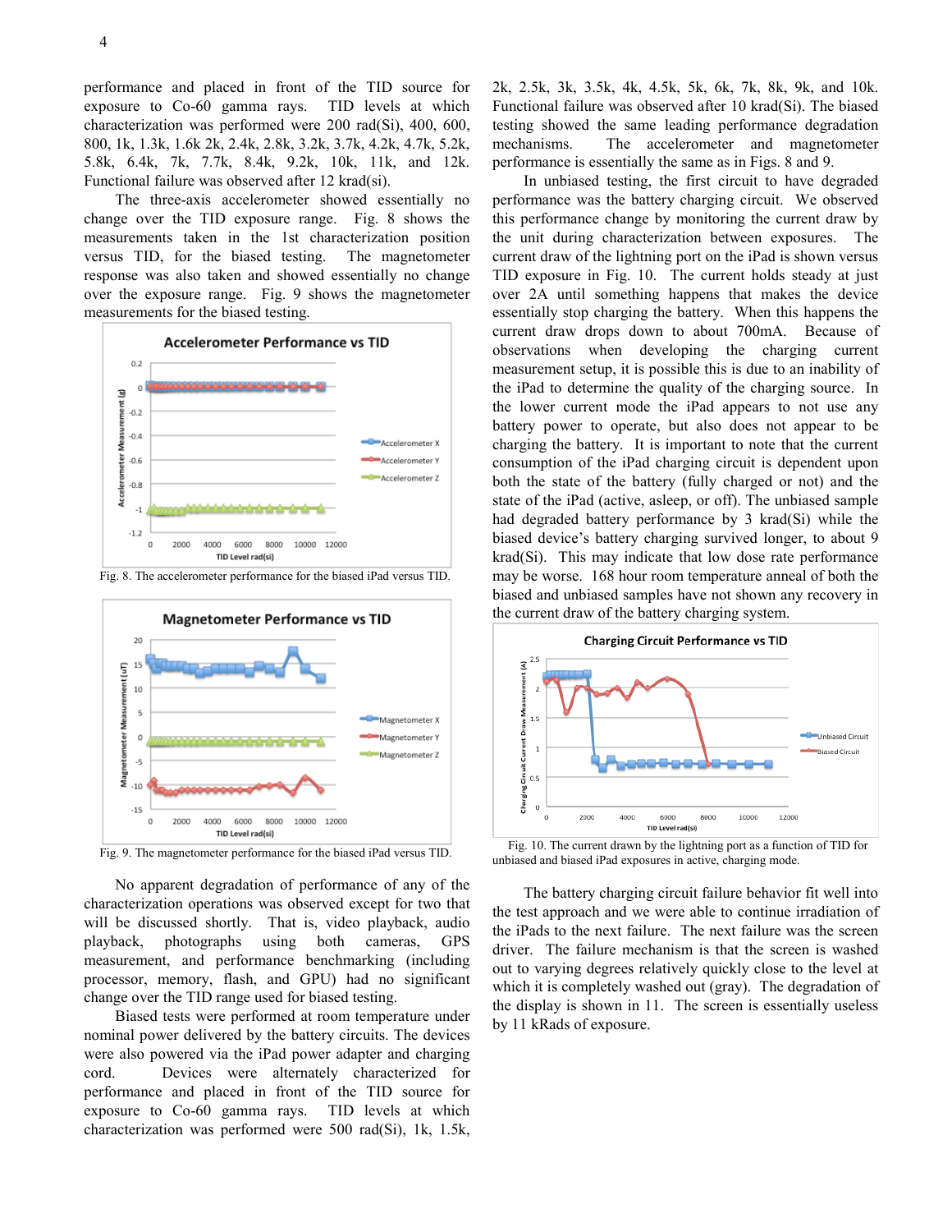performance and placed in front of the TID source for exposure to Co-60 gamma rays. TID levels at which characterization was performed were 200 rad(Si), 400, 600, 800, 1k, 1.3k, 1.6k 2k, 2.4k, 2.8k, 3.2k, 3.7k, 4.2k, 4.7k, 5.2k, 5.8k, 6.4k, 7k, 7.7k, 8.4k, 9.2k, 10k, 11k, and 12k. Functional failure was observed after 12 krad(si).

The three-axis accelerometer showed essentially no change over the TID exposure range. Fig. 8 shows the measurements taken in the 1st characterization position versus TID, for the biased testing. The magnetometer response was also taken and showed essentially no change over the exposure range. Fig. 9 shows the magnetometer measurements for the biased testing.

Fig. 8. The accelerometer performance for the biased iPad versus TID.

Fig. 9. The magnetometer performance for the biased iPad versus TID.

No apparent degradation of performance of any of the characterization operations was observed except for two that will be discussed shortly. That is, video playback, audio playback, photographs using both cameras, GPS measurement, and performance benchmarking (including processor, memory, flash, and GPU) had no significant change over the TID range used for biased testing.

Biased tests were performed at room temperature under nominal power delivered by the battery circuits. The devices were also powered via the iPad power adapter and charging cord. Devices were alternately characterized for performance and placed in front of the TID source for exposure to Co-60 gamma rays. TID levels at which characterization was performed were 500 rad(Si), 1k, 1.5k, 2k, 2.5k, 3k, 3.5k, 4k, 4.5k, 5k, 6k, 7k, 8k, 9k, and 10k. Functional failure was observed after 10 krad(Si). The biased testing showed the same leading performance degradation mechanisms. The accelerometer and magnetometer performance is essentially the same as in Figs. 8 and 9.

In unbiased testing, the first circuit to have degraded performance was the battery charging circuit. We observed this performance change by monitoring the current draw by the unit during characterization between exposures. The current draw of the lightning port on the iPad is shown versus TID exposure in Fig. 10. The current holds steady at just over 2A until something happens that makes the device essentially stop charging the battery. When this happens the current draw drops down to about 700mA. Because of observations when developing the charging current measurement setup, it is possible this is due to an inability of the iPad to determine the quality of the charging source. In the lower current mode the iPad appears to not use any battery power to operate, but also does not appear to be charging the battery. It is important to note that the current consumption of the iPad charging circuit is dependent upon both the state of the battery (fully charged or not) and the state of the iPad (active, asleep, or off). The unbiased sample had degraded battery performance by 3 krad(Si) while the biased device's battery charging survived longer, to about 9 krad(Si). This may indicate that low dose rate performance may be worse. 168 hour room temperature anneal of both the biased and unbiased samples have not shown any recovery in the current draw of the battery charging system.

Fig. 10. The current drawn by the lightning port as a function of TID for unbiased and biased iPad exposures in active, charging mode.

The battery charging circuit failure behavior fit well into the test approach and we were able to continue irradiation of the iPads to the next failure. The next failure was the screen driver. The failure mechanism is that the screen is washed out to varying degrees relatively quickly close to the level at which it is completely washed out (gray). The degradation of the display is shown in 11. The screen is essentially useless by 11 kRads of exposure.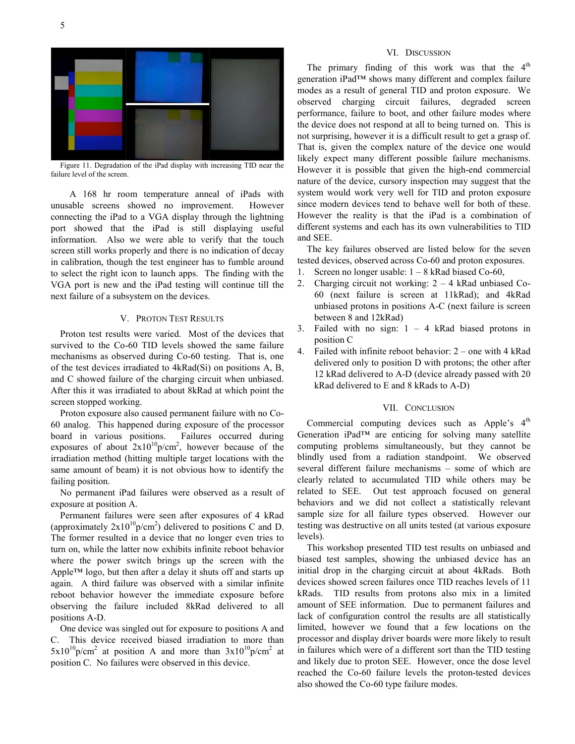Figure 11. Degradation of the iPad display with increasing TID near the failure level of the screen.

A 168 hr room temperature anneal of iPads with unusable screens showed no improvement. However connecting the iPad to a VGA display through the lightning port showed that the iPad is still displaying useful information. Also we were able to verify that the touch screen still works properly and there is no indication of decay in calibration, though the test engineer has to fumble around to select the right icon to launch apps. The finding with the VGA port is new and the iPad testing will continue till the next failure of a subsystem on the devices.

## V. Proton Test Results

Proton test results were varied. Most of the devices that survived to the Co-60 TID levels showed the same failure mechanisms as observed during Co-60 testing. That is, one of the test devices irradiated to 4kRad(Si) on positions A, B, and C showed failure of the charging circuit when unbiased. After this it was irradiated to about 8kRad at which point the screen stopped working.

Proton exposure also caused permanent failure with no Co-60 analog. This happened during exposure of the processor board in various positions. Failures occurred during exposures of about $2x10^{10}$p/cm$^2$, however because of the irradiation method (hitting multiple target locations with the same amount of beam) it is not obvious how to identify the failing position.

No permanent iPad failures were observed as a result of exposure at position A.

Permanent failures were seen after exposures of 4 kRad (approximately $2x10^{10}$p/cm$^2$) delivered to positions C and D. The former resulted in a device that no longer even tries to turn on, while the latter now exhibits infinite reboot behavior where the power switch brings up the screen with the Apple™ logo, but then after a delay it shuts off and starts up again. A third failure was observed with a similar infinite reboot behavior however the immediate exposure before observing the failure included 8kRad delivered to all positions A-D.

One device was singled out for exposure to positions A and C. This device received biased irradiation to more than $5x10^{10}$p/cm$^2$ at position A and more than $3x10^{10}$p/cm$^2$ at position C. No failures were observed in this device.

## VI. Discussion

The primary finding of this work was that the 4th generation iPad™ shows many different and complex failure modes as a result of general TID and proton exposure. We observed charging circuit failures, degraded screen performance, failure to boot, and other failure modes where the device does not respond at all to being turned on. This is not surprising, however it is a difficult result to get a grasp of. That is, given the complex nature of the device one would likely expect many different possible failure mechanisms. However it is possible that given the high-end commercial nature of the device, cursory inspection may suggest that the system would work very well for TID and proton exposure since modern devices tend to behave well for both of these. However the reality is that the iPad is a combination of different systems and each has its own vulnerabilities to TID and SEE.

The key failures observed are listed below for the seven tested devices, observed across Co-60 and proton exposures.

1. Screen no longer usable: 1 – 8 kRad biased Co-60,
2. Charging circuit not working: 2 – 4 kRad unbiased Co-60 (next failure is screen at 11kRad); and 4kRad unbiased protons in positions A-C (next failure is screen between 8 and 12kRad)
3. Failed with no sign: 1 – 4 kRad biased protons in position C
4. Failed with infinite reboot behavior: 2 – one with 4 kRad delivered only to position D with protons; the other after 12 kRad delivered to A-D (device already passed with 20 kRad delivered to E and 8 kRads to A-D)

## VII. Conclusion

Commercial computing devices such as Apple's 4th Generation iPad™ are enticing for solving many satellite computing problems simultaneously, but they cannot be blindly used from a radiation standpoint. We observed several different failure mechanisms – some of which are clearly related to accumulated TID while others may be related to SEE. Out test approach focused on general behaviors and we did not collect a statistically relevant sample size for all failure types observed. However our testing was destructive on all units tested (at various exposure levels).

This workshop presented TID test results on unbiased and biased test samples, showing the unbiased device has an initial drop in the charging circuit at about 4kRads. Both devices showed screen failures once TID reaches levels of 11 kRads. TID results from protons also mix in a limited amount of SEE information. Due to permanent failures and lack of configuration control the results are all statistically limited, however we found that a few locations on the processor and display driver boards were more likely to result in failures which were of a different sort than the TID testing and likely due to proton SEE. However, once the dose level reached the Co-60 failure levels the proton-tested devices also showed the Co-60 type failure modes.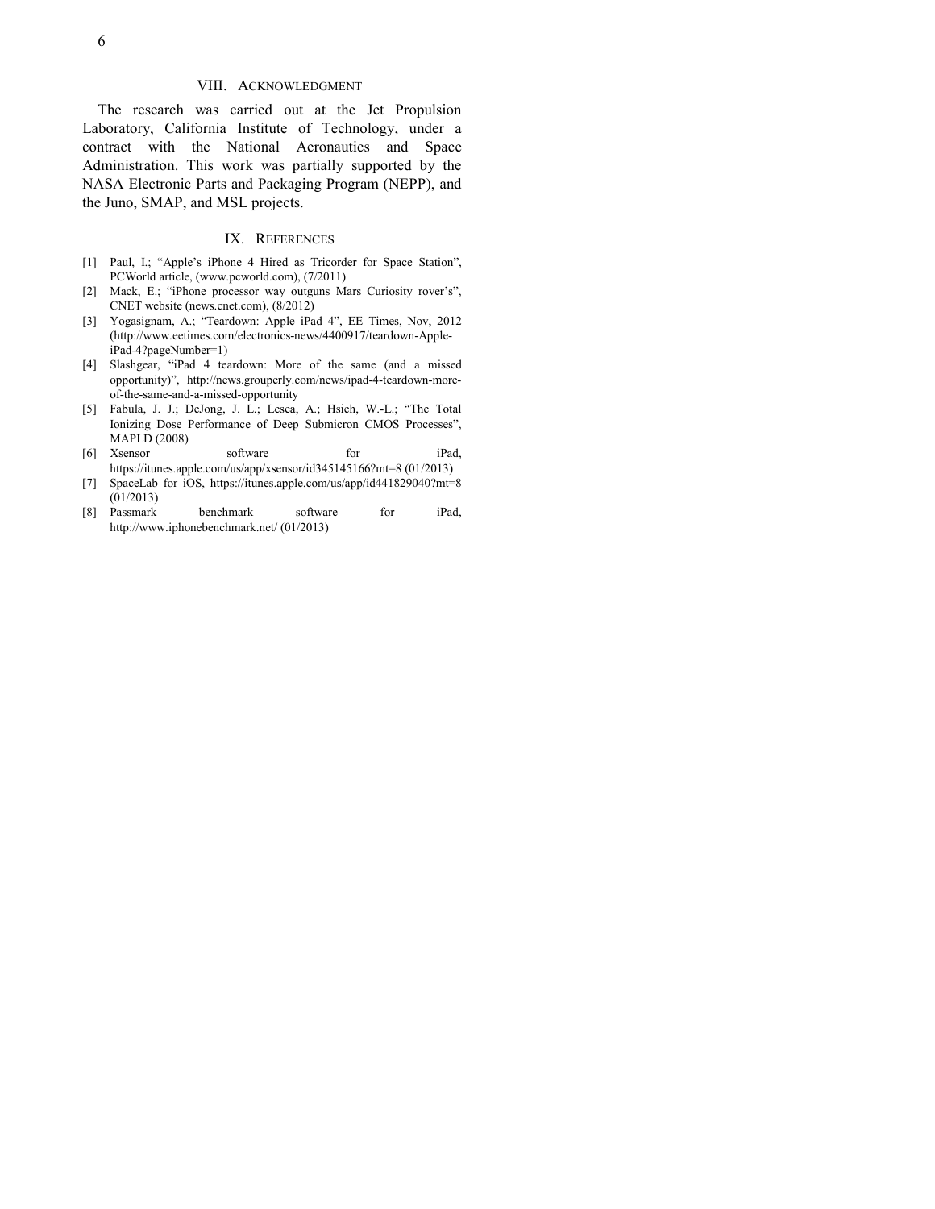## VIII. Acknowledgment

The research was carried out at the Jet Propulsion Laboratory, California Institute of Technology, under a contract with the National Aeronautics and Space Administration. This work was partially supported by the NASA Electronic Parts and Packaging Program (NEPP), and the Juno, SMAP, and MSL projects.

## IX. References

[1] Paul, I.; "Apple's iPhone 4 Hired as Tricorder for Space Station", PCWorld article, (www.pcworld.com), (7/2011)

[2] Mack, E.; "iPhone processor way outguns Mars Curiosity rover's", CNET website (news.cnet.com), (8/2012)

[3] Yogasignam, A.; "Teardown: Apple iPad 4", EE Times, Nov, 2012 (http://www.eetimes.com/electronics-news/4400917/teardown-Apple-iPad-4?pageNumber=1)

[4] Slashgear, "iPad 4 teardown: More of the same (and a missed opportunity)", http://news.grouperly.com/news/ipad-4-teardown-more-of-the-same-and-a-missed-opportunity

[5] Fabula, J. J.; DeJong, J. L.; Lesea, A.; Hsieh, W.-L.; "The Total Ionizing Dose Performance of Deep Submicron CMOS Processes", MAPLD (2008)

[6] Xsensor software for iPad, https://itunes.apple.com/us/app/xsensor/id345145166?mt=8 (01/2013)

[7] SpaceLab for iOS, https://itunes.apple.com/us/app/id441829040?mt=8 (01/2013)

[8] Passmark benchmark software for iPad, http://www.iphonebenchmark.net/ (01/2013)